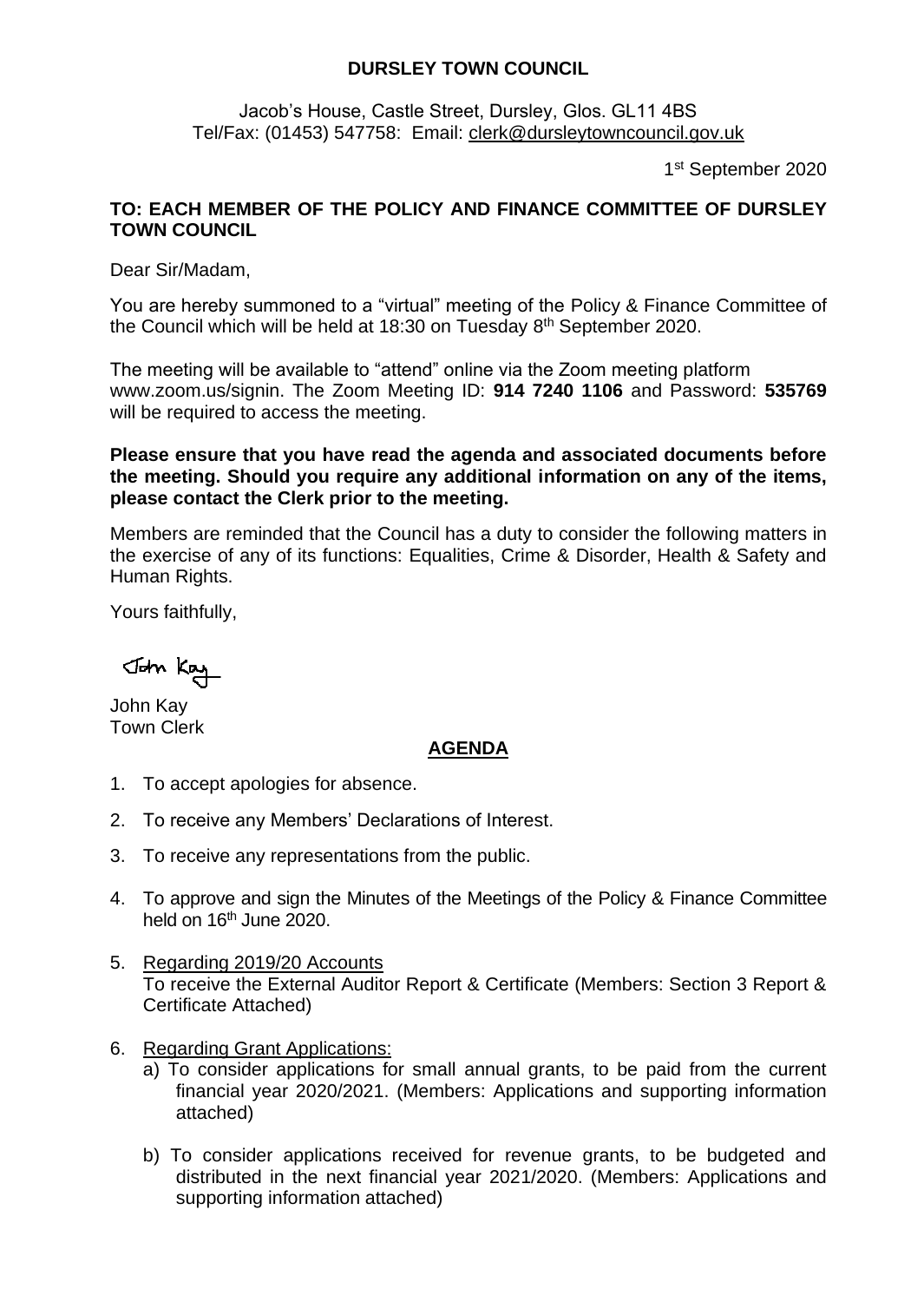**DURSLEY TOWN COUNCIL**

Jacob's House, Castle Street, Dursley, Glos. GL11 4BS
Tel/Fax: (01453) 547758: Email: clerk@dursleytowncouncil.gov.uk

1st September 2020

**TO: EACH MEMBER OF THE POLICY AND FINANCE COMMITTEE OF DURSLEY TOWN COUNCIL**

Dear Sir/Madam,

You are hereby summoned to a "virtual" meeting of the Policy & Finance Committee of the Council which will be held at 18:30 on Tuesday 8th September 2020.

The meeting will be available to "attend" online via the Zoom meeting platform www.zoom.us/signin. The Zoom Meeting ID: **914 7240 1106** and Password: **535769** will be required to access the meeting.

**Please ensure that you have read the agenda and associated documents before the meeting. Should you require any additional information on any of the items, please contact the Clerk prior to the meeting.**

Members are reminded that the Council has a duty to consider the following matters in the exercise of any of its functions: Equalities, Crime & Disorder, Health & Safety and Human Rights.

Yours faithfully,

John Kay

John Kay
Town Clerk

## AGENDA

1. To accept apologies for absence.
2. To receive any Members' Declarations of Interest.
3. To receive any representations from the public.
4. To approve and sign the Minutes of the Meetings of the Policy & Finance Committee held on 16th June 2020.
5. Regarding 2019/20 Accounts
   To receive the External Auditor Report & Certificate (Members: Section 3 Report & Certificate Attached)
6. Regarding Grant Applications:
   a) To consider applications for small annual grants, to be paid from the current financial year 2020/2021. (Members: Applications and supporting information attached)
   b) To consider applications received for revenue grants, to be budgeted and distributed in the next financial year 2021/2020. (Members: Applications and supporting information attached)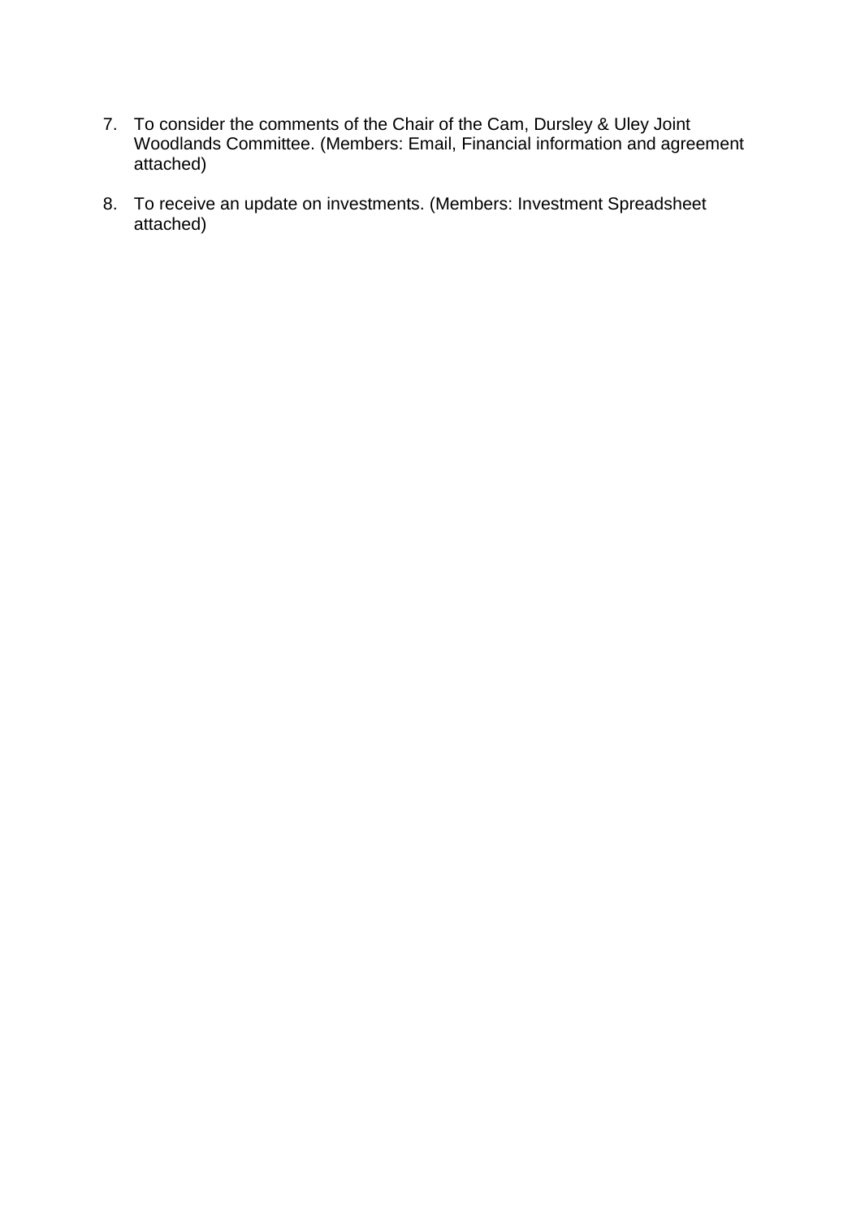7. To consider the comments of the Chair of the Cam, Dursley & Uley Joint Woodlands Committee. (Members: Email, Financial information and agreement attached)

8. To receive an update on investments. (Members: Investment Spreadsheet attached)